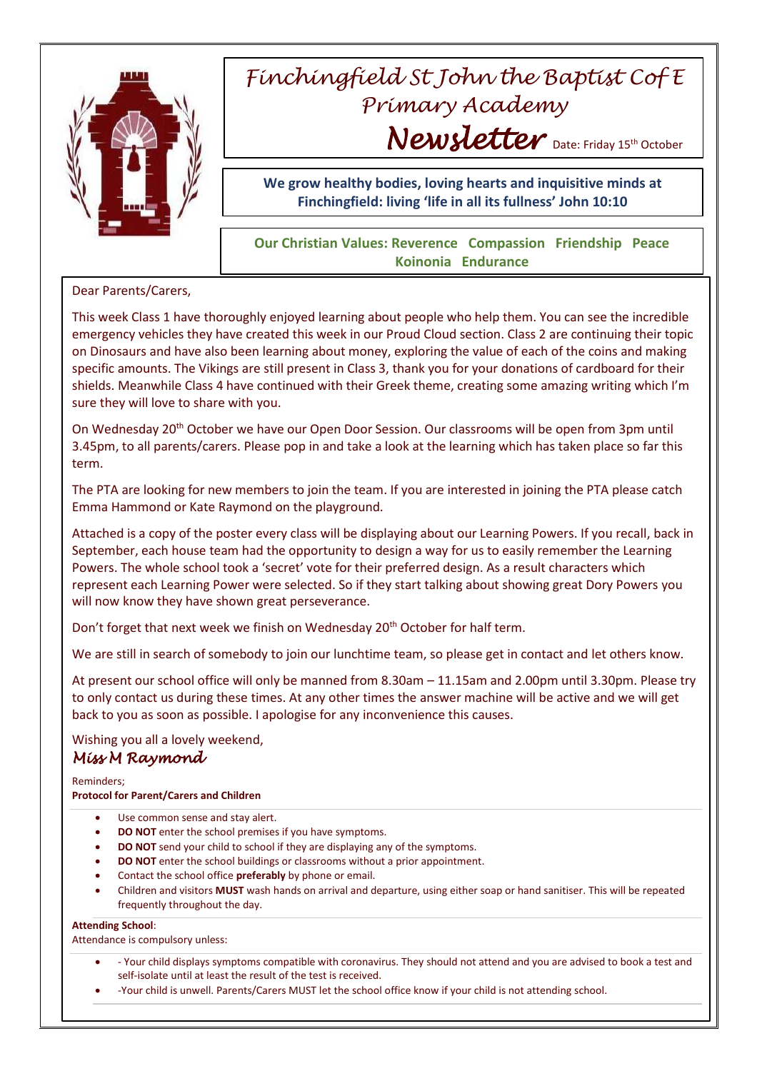# Finchingfield St John the Baptist C of E Primary Academy

## Newsletter

Date: Friday 15th October

**We grow healthy bodies, loving hearts and inquisitive minds at Finchingfield: living 'life in all its fullness' John 10:10**

**Our Christian Values: Reverence Compassion Friendship Peace Koinonia Endurance**

Dear Parents/Carers,

This week Class 1 have thoroughly enjoyed learning about people who help them. You can see the incredible emergency vehicles they have created this week in our Proud Cloud section. Class 2 are continuing their topic on Dinosaurs and have also been learning about money, exploring the value of each of the coins and making specific amounts. The Vikings are still present in Class 3, thank you for your donations of cardboard for their shields. Meanwhile Class 4 have continued with their Greek theme, creating some amazing writing which I'm sure they will love to share with you.

On Wednesday 20th October we have our Open Door Session. Our classrooms will be open from 3pm until 3.45pm, to all parents/carers. Please pop in and take a look at the learning which has taken place so far this term.

The PTA are looking for new members to join the team. If you are interested in joining the PTA please catch Emma Hammond or Kate Raymond on the playground.

Attached is a copy of the poster every class will be displaying about our Learning Powers. If you recall, back in September, each house team had the opportunity to design a way for us to easily remember the Learning Powers. The whole school took a 'secret' vote for their preferred design. As a result characters which represent each Learning Power were selected. So if they start talking about showing great Dory Powers you will now know they have shown great perseverance.

Don't forget that next week we finish on Wednesday 20th October for half term.

We are still in search of somebody to join our lunchtime team, so please get in contact and let others know.

At present our school office will only be manned from 8.30am – 11.15am and 2.00pm until 3.30pm. Please try to only contact us during these times. At any other times the answer machine will be active and we will get back to you as soon as possible. I apologise for any inconvenience this causes.

Wishing you all a lovely weekend,

*Miss M Raymond*

Reminders;

**Protocol for Parent/Carers and Children**

- Use common sense and stay alert.
- **DO NOT** enter the school premises if you have symptoms.
- **DO NOT** send your child to school if they are displaying any of the symptoms.
- **DO NOT** enter the school buildings or classrooms without a prior appointment.
- Contact the school office **preferably** by phone or email.
- Children and visitors **MUST** wash hands on arrival and departure, using either soap or hand sanitiser. This will be repeated frequently throughout the day.

**Attending School**:

Attendance is compulsory unless:

- - Your child displays symptoms compatible with coronavirus. They should not attend and you are advised to book a test and self-isolate until at least the result of the test is received.
- -Your child is unwell. Parents/Carers MUST let the school office know if your child is not attending school.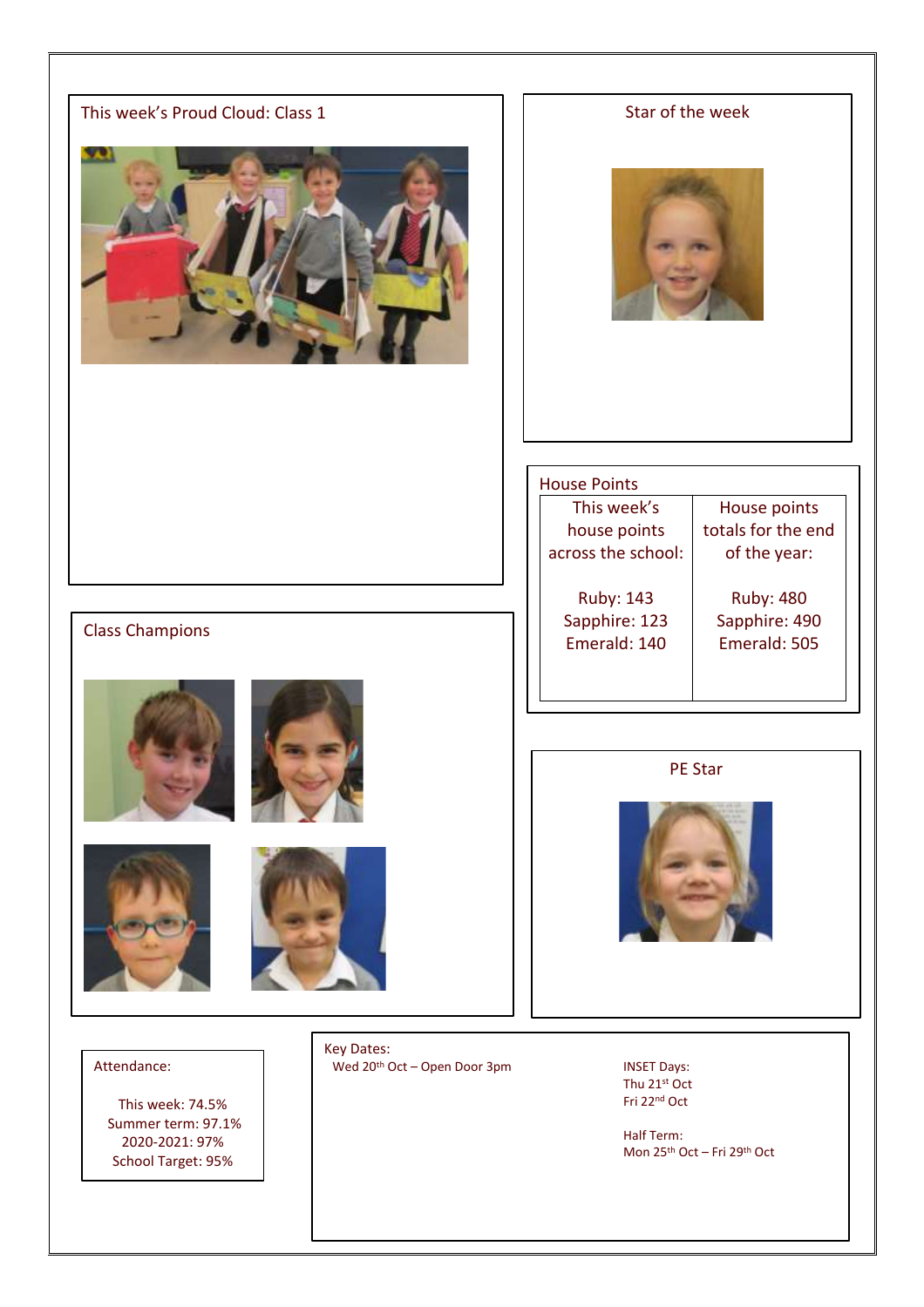## This week's Proud Cloud: Class 1

## Star of the week

## House Points

| This week's house points across the school: | House points totals for the end of the year: |
|---|---|
| Ruby: 143<br>Sapphire: 123<br>Emerald: 140 | Ruby: 480<br>Sapphire: 490<br>Emerald: 505 |

## Class Champions

## PE Star

## Attendance:

This week: 74.5%
Summer term: 97.1%
2020-2021: 97%
School Target: 95%

## Key Dates:

Wed 20th Oct – Open Door 3pm

INSET Days:
Thu 21st Oct
Fri 22nd Oct

Half Term:
Mon 25th Oct – Fri 29th Oct